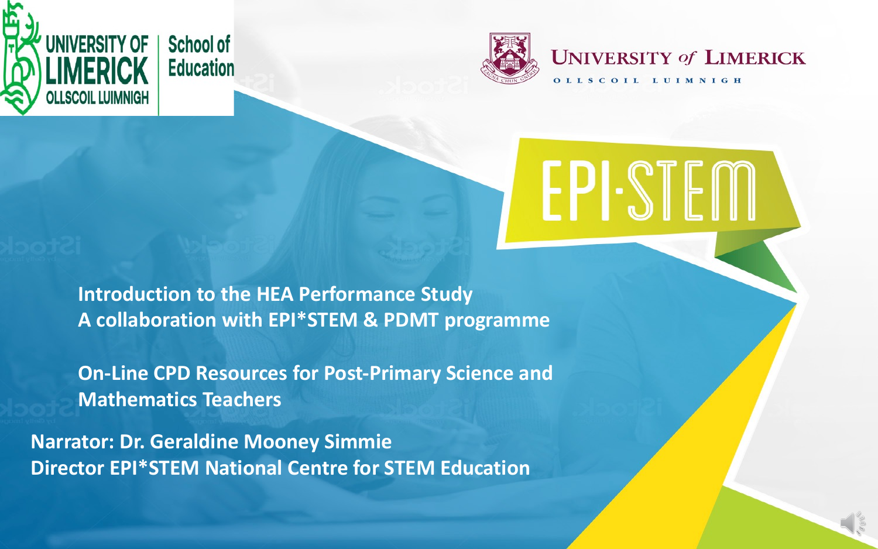UNIVERSITY OF LIMERICK | School of Education
OLLSCOIL LUIMNIGH

UNIVERSITY of LIMERICK
OLLSCOIL LUIMNIGH

EPI·STEM

**Introduction to the HEA Performance Study**
**A collaboration with EPI*STEM & PDMT programme**

**On-Line CPD Resources for Post-Primary Science and Mathematics Teachers**

**Narrator: Dr. Geraldine Mooney Simmie**
**Director EPI*STEM National Centre for STEM Education**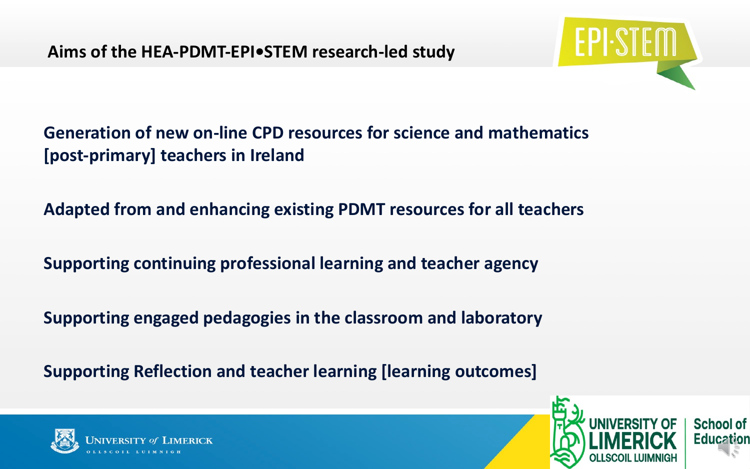## Aims of the HEA-PDMT-EPI•STEM research-led study

Generation of new on-line CPD resources for science and mathematics [post-primary] teachers in Ireland

Adapted from and enhancing existing PDMT resources for all teachers

Supporting continuing professional learning and teacher agency

Supporting engaged pedagogies in the classroom and laboratory

Supporting Reflection and teacher learning [learning outcomes]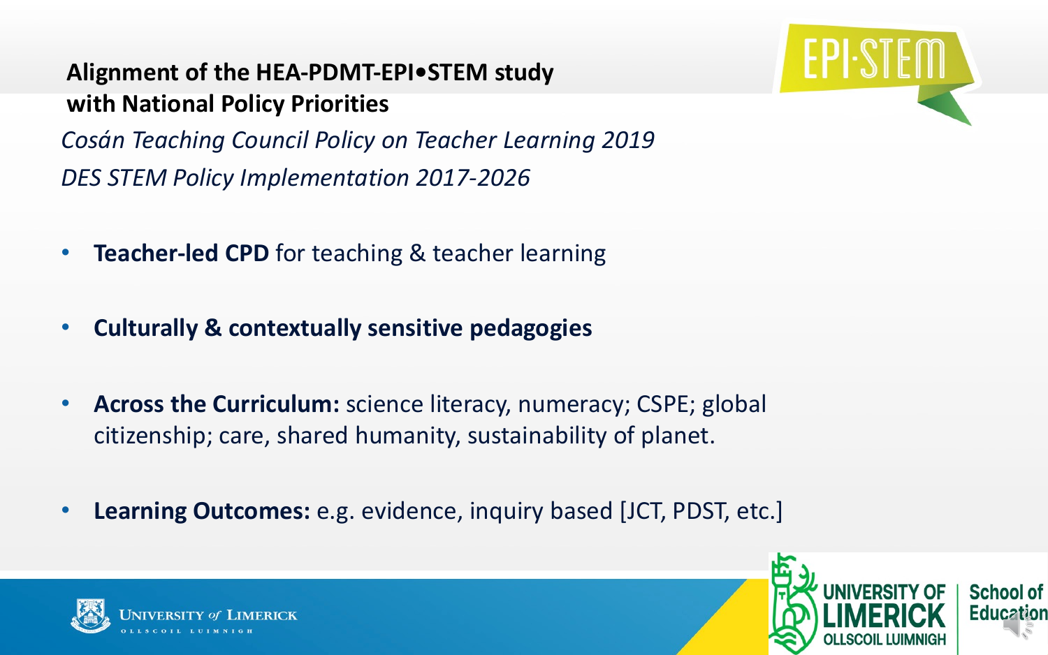## Alignment of the HEA-PDMT-EPI•STEM study with National Policy Priorities

*Cosán Teaching Council Policy on Teacher Learning 2019*

*DES STEM Policy Implementation 2017-2026*

- **Teacher-led CPD** for teaching & teacher learning
- **Culturally & contextually sensitive pedagogies**
- **Across the Curriculum:** science literacy, numeracy; CSPE; global citizenship; care, shared humanity, sustainability of planet.
- **Learning Outcomes:** e.g. evidence, inquiry based [JCT, PDST, etc.]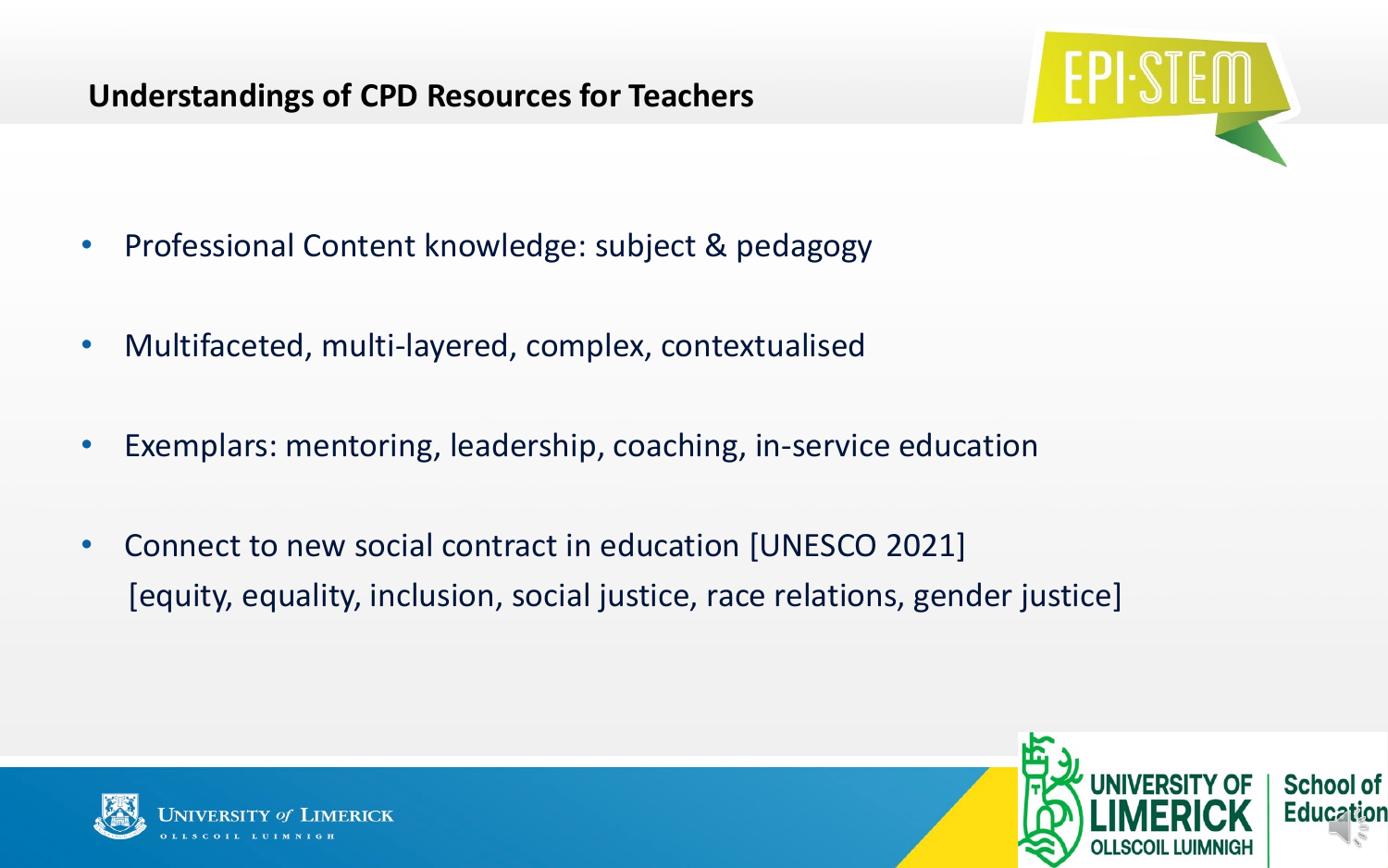## Understandings of CPD Resources for Teachers

- Professional Content knowledge: subject & pedagogy
- Multifaceted, multi-layered, complex, contextualised
- Exemplars: mentoring, leadership, coaching, in-service education
- Connect to new social contract in education [UNESCO 2021]
  [equity, equality, inclusion, social justice, race relations, gender justice]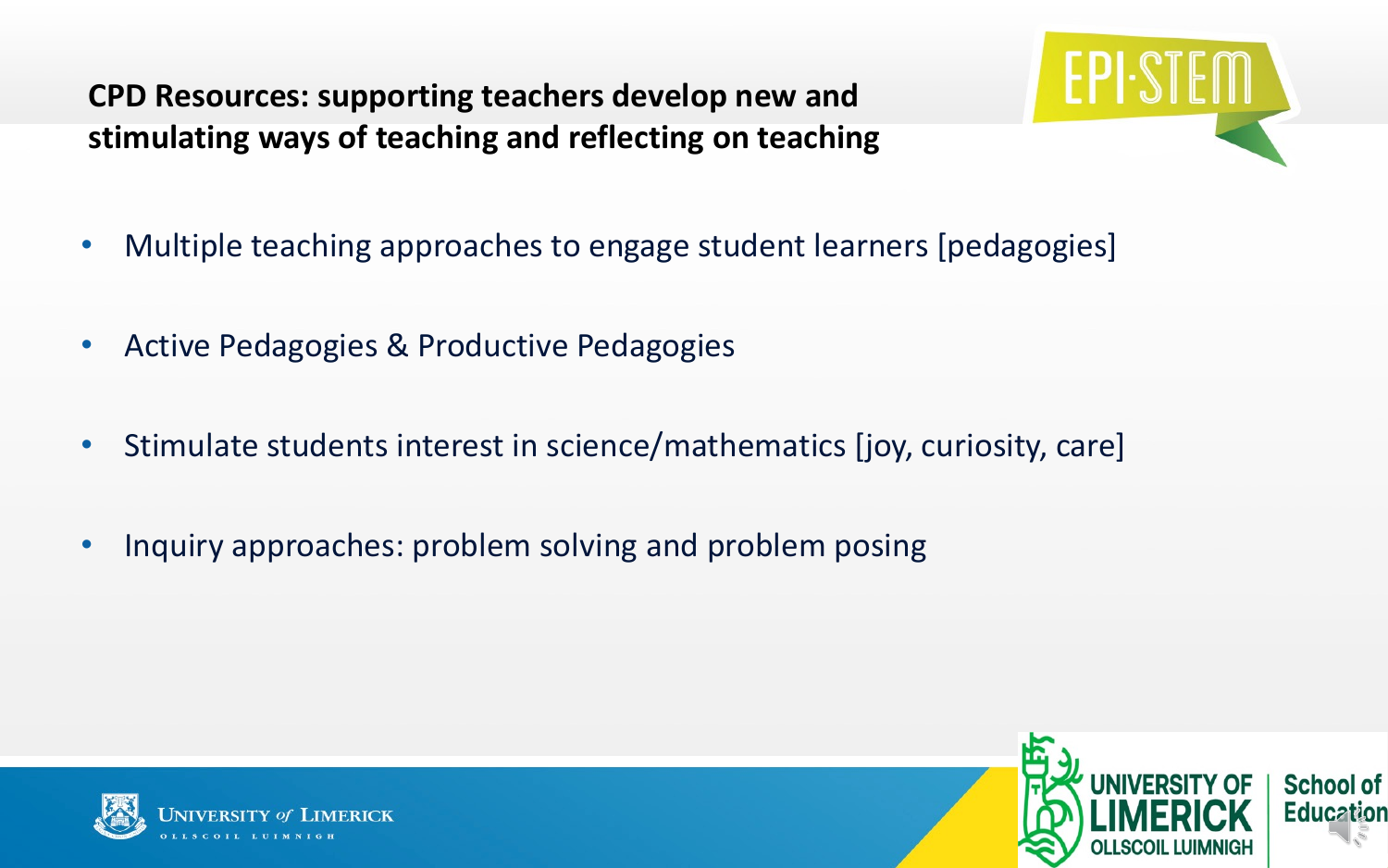## CPD Resources: supporting teachers develop new and stimulating ways of teaching and reflecting on teaching

- Multiple teaching approaches to engage student learners [pedagogies]
- Active Pedagogies & Productive Pedagogies
- Stimulate students interest in science/mathematics [joy, curiosity, care]
- Inquiry approaches: problem solving and problem posing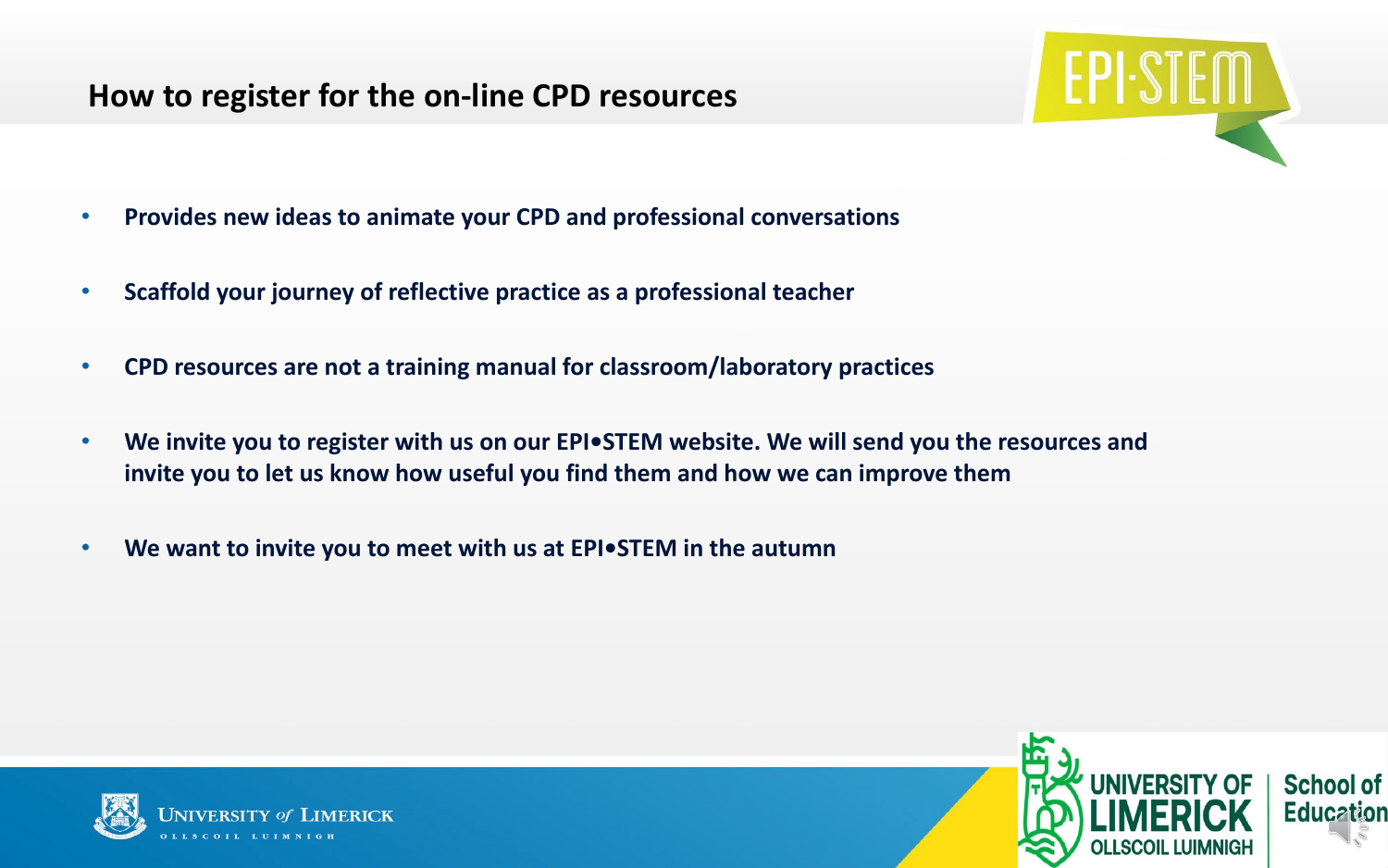## How to register for the on-line CPD resources

- **Provides new ideas to animate your CPD and professional conversations**
- **Scaffold your journey of reflective practice as a professional teacher**
- **CPD resources are not a training manual for classroom/laboratory practices**
- **We invite you to register with us on our EPI•STEM website. We will send you the resources and invite you to let us know how useful you find them and how we can improve them**
- **We want to invite you to meet with us at EPI•STEM in the autumn**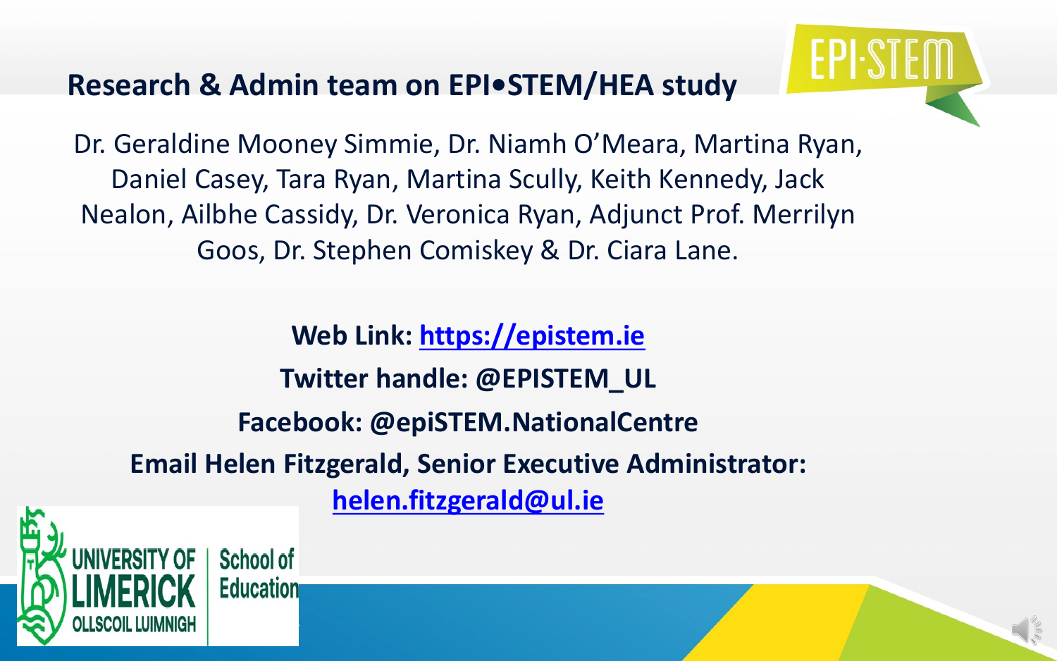## Research & Admin team on EPI•STEM/HEA study

Dr. Geraldine Mooney Simmie, Dr. Niamh O'Meara, Martina Ryan, Daniel Casey, Tara Ryan, Martina Scully, Keith Kennedy, Jack Nealon, Ailbhe Cassidy, Dr. Veronica Ryan, Adjunct Prof. Merrilyn Goos, Dr. Stephen Comiskey & Dr. Ciara Lane.

**Web Link: [https://epistem.ie](https://epistem.ie)**

**Twitter handle: @EPISTEM_UL**

**Facebook: @epiSTEM.NationalCentre**

**Email Helen Fitzgerald, Senior Executive Administrator: [helen.fitzgerald@ul.ie](mailto:helen.fitzgerald@ul.ie)**